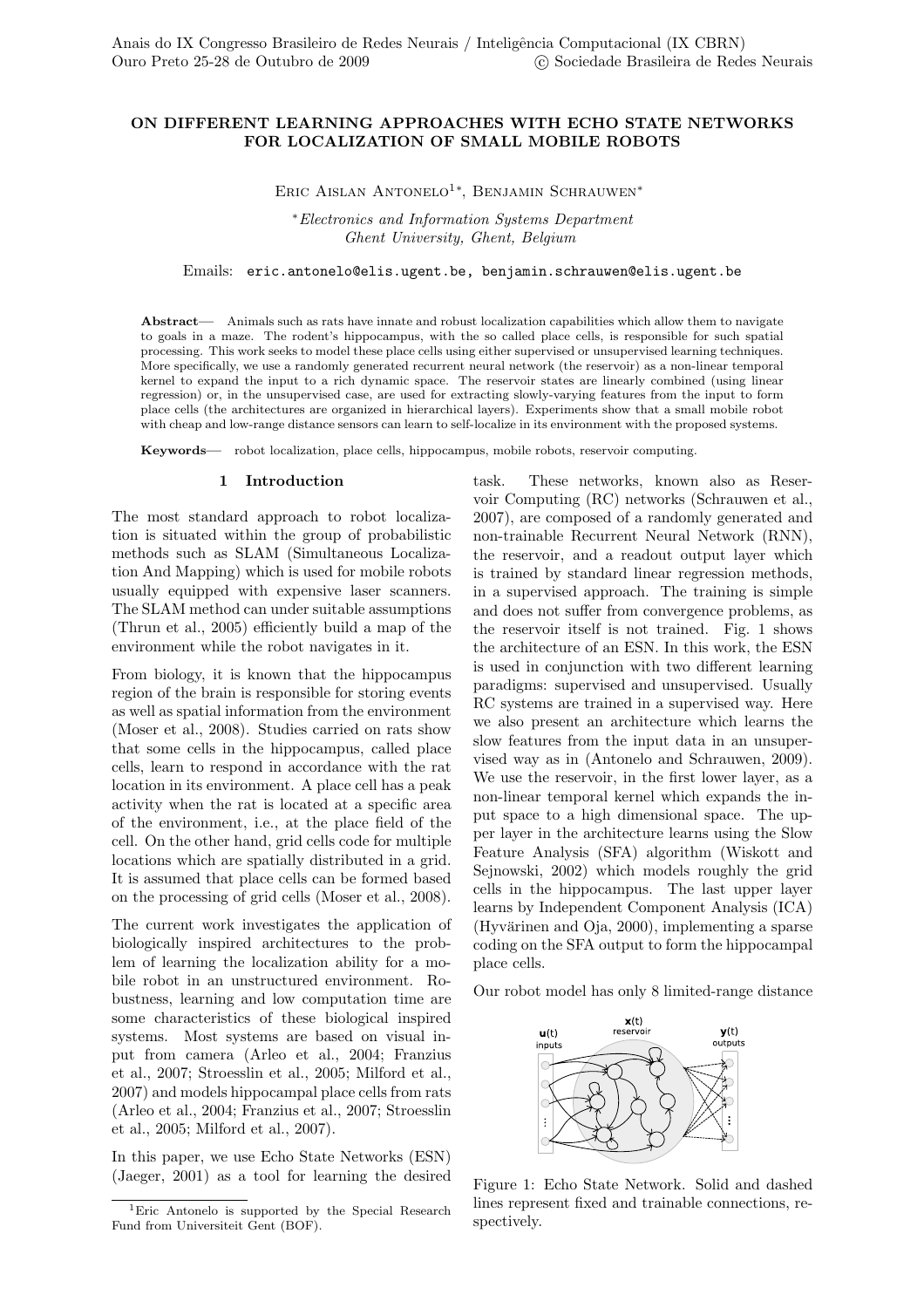# ON DIFFERENT LEARNING APPROACHES WITH ECHO STATE NETWORKS FOR LOCALIZATION OF SMALL MOBILE ROBOTS

Eric Aislan Antonelo[1]*, Benjamin Schrauwen*

*Electronics and Information Systems Department
Ghent University, Ghent, Belgium

Emails: eric.antonelo@elis.ugent.be, benjamin.schrauwen@elis.ugent.be

**Abstract**— Animals such as rats have innate and robust localization capabilities which allow them to navigate to goals in a maze. The rodent's hippocampus, with the so called place cells, is responsible for such spatial processing. This work seeks to model these place cells using either supervised or unsupervised learning techniques. More specifically, we use a randomly generated recurrent neural network (the reservoir) as a non-linear temporal kernel to expand the input to a rich dynamic space. The reservoir states are linearly combined (using linear regression) or, in the unsupervised case, are used for extracting slowly-varying features from the input to form place cells (the architectures are organized in hierarchical layers). Experiments show that a small mobile robot with cheap and low-range distance sensors can learn to self-localize in its environment with the proposed systems.

**Keywords**— robot localization, place cells, hippocampus, mobile robots, reservoir computing.

## 1 Introduction

The most standard approach to robot localization is situated within the group of probabilistic methods such as SLAM (Simultaneous Localization And Mapping) which is used for mobile robots usually equipped with expensive laser scanners. The SLAM method can under suitable assumptions (Thrun et al., 2005) efficiently build a map of the environment while the robot navigates in it.

From biology, it is known that the hippocampus region of the brain is responsible for storing events as well as spatial information from the environment (Moser et al., 2008). Studies carried on rats show that some cells in the hippocampus, called place cells, learn to respond in accordance with the rat location in its environment. A place cell has a peak activity when the rat is located at a specific area of the environment, i.e., at the place field of the cell. On the other hand, grid cells code for multiple locations which are spatially distributed in a grid. It is assumed that place cells can be formed based on the processing of grid cells (Moser et al., 2008).

The current work investigates the application of biologically inspired architectures to the problem of learning the localization ability for a mobile robot in an unstructured environment. Robustness, learning and low computation time are some characteristics of these biological inspired systems. Most systems are based on visual input from camera (Arleo et al., 2004; Franzius et al., 2007; Stroesslin et al., 2005; Milford et al., 2007) and models hippocampal place cells from rats (Arleo et al., 2004; Franzius et al., 2007; Stroesslin et al., 2005; Milford et al., 2007).

In this paper, we use Echo State Networks (ESN) (Jaeger, 2001) as a tool for learning the desired task. These networks, known also as Reservoir Computing (RC) networks (Schrauwen et al., 2007), are composed of a randomly generated and non-trainable Recurrent Neural Network (RNN), the reservoir, and a readout output layer which is trained by standard linear regression methods, in a supervised approach. The training is simple and does not suffer from convergence problems, as the reservoir itself is not trained. Fig. 1 shows the architecture of an ESN. In this work, the ESN is used in conjunction with two different learning paradigms: supervised and unsupervised. Usually RC systems are trained in a supervised way. Here we also present an architecture which learns the slow features from the input data in an unsupervised way as in (Antonelo and Schrauwen, 2009). We use the reservoir, in the first lower layer, as a non-linear temporal kernel which expands the input space to a high dimensional space. The upper layer in the architecture learns using the Slow Feature Analysis (SFA) algorithm (Wiskott and Sejnowski, 2002) which models roughly the grid cells in the hippocampus. The last upper layer learns by Independent Component Analysis (ICA) (Hyvärinen and Oja, 2000), implementing a sparse coding on the SFA output to form the hippocampal place cells.

Our robot model has only 8 limited-range distance

Figure 1: Echo State Network. Solid and dashed lines represent fixed and trainable connections, respectively.

[1]Eric Antonelo is supported by the Special Research Fund from Universiteit Gent (BOF).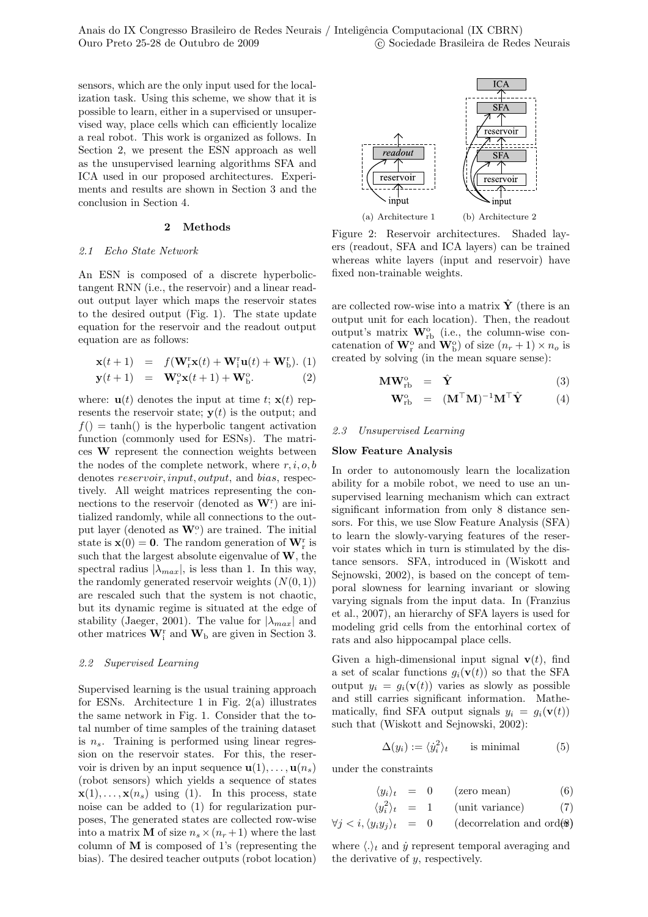sensors, which are the only input used for the localization task. Using this scheme, we show that it is possible to learn, either in a supervised or unsupervised way, place cells which can efficiently localize a real robot. This work is organized as follows. In Section 2, we present the ESN approach as well as the unsupervised learning algorithms SFA and ICA used in our proposed architectures. Experiments and results are shown in Section 3 and the conclusion in Section 4.

## 2 Methods

### 2.1 *Echo State Network*

An ESN is composed of a discrete hyperbolic-tangent RNN (i.e., the reservoir) and a linear readout output layer which maps the reservoir states to the desired output (Fig. 1). The state update equation for the reservoir and the readout output equation are as follows:

$$\mathbf{x}(t+1) = f(\mathbf{W}_{\mathrm{r}}^{\mathrm{r}}\mathbf{x}(t) + \mathbf{W}_{\mathrm{i}}^{\mathrm{r}}\mathbf{u}(t) + \mathbf{W}_{\mathrm{b}}^{\mathrm{r}}). \quad (1)$$

$$\mathbf{y}(t+1) = \mathbf{W}_{\mathrm{r}}^{\mathrm{o}}\mathbf{x}(t+1) + \mathbf{W}_{\mathrm{b}}^{\mathrm{o}}. \quad (2)$$

where: $\mathbf{u}(t)$ denotes the input at time $t$; $\mathbf{x}(t)$ represents the reservoir state; $\mathbf{y}(t)$ is the output; and $f() = \tanh()$ is the hyperbolic tangent activation function (commonly used for ESNs). The matrices $\mathbf{W}$ represent the connection weights between the nodes of the complete network, where $r, i, o, b$ denotes *reservoir*, *input*, *output*, and *bias*, respectively. All weight matrices representing the connections to the reservoir (denoted as $\mathbf{W}_{\cdot}^{\mathrm{r}}$) are initialized randomly, while all connections to the output layer (denoted as $\mathbf{W}_{\cdot}^{\mathrm{o}}$) are trained. The initial state is $\mathbf{x}(0) = \mathbf{0}$. The random generation of $\mathbf{W}_{\mathrm{r}}^{\mathrm{r}}$ is such that the largest absolute eigenvalue of $\mathbf{W}$, the spectral radius $|\lambda_{max}|$, is less than 1. In this way, the randomly generated reservoir weights ($N(0,1)$) are rescaled such that the system is not chaotic, but its dynamic regime is situated at the edge of stability (Jaeger, 2001). The value for $|\lambda_{max}|$ and other matrices $\mathbf{W}_{\mathrm{i}}^{\mathrm{r}}$ and $\mathbf{W}_{\mathrm{b}}$ are given in Section 3.

### 2.2 *Supervised Learning*

Supervised learning is the usual training approach for ESNs. Architecture 1 in Fig. 2(a) illustrates the same network in Fig. 1. Consider that the total number of time samples of the training dataset is $n_s$. Training is performed using linear regression on the reservoir states. For this, the reservoir is driven by an input sequence $\mathbf{u}(1), \ldots, \mathbf{u}(n_s)$ (robot sensors) which yields a sequence of states $\mathbf{x}(1), \ldots, \mathbf{x}(n_s)$ using (1). In this process, state noise can be added to (1) for regularization purposes, The generated states are collected row-wise into a matrix $\mathbf{M}$ of size $n_s \times (n_r + 1)$ where the last column of $\mathbf{M}$ is composed of 1's (representing the bias). The desired teacher outputs (robot location) are collected row-wise into a matrix $\hat{\mathbf{Y}}$ (there is an output unit for each location). Then, the readout output's matrix $\mathbf{W}_{\mathrm{rb}}^{\mathrm{o}}$ (i.e., the column-wise concatenation of $\mathbf{W}_{\mathrm{r}}^{\mathrm{o}}$ and $\mathbf{W}_{\mathrm{b}}^{\mathrm{o}}$) of size $(n_r + 1) \times n_o$ is created by solving (in the mean square sense):

$$\mathbf{M}\mathbf{W}_{\mathrm{rb}}^{\mathrm{o}} = \hat{\mathbf{Y}} \quad (3)$$

$$\mathbf{W}_{\mathrm{rb}}^{\mathrm{o}} = (\mathbf{M}^{\top}\mathbf{M})^{-1}\mathbf{M}^{\top}\hat{\mathbf{Y}} \quad (4)$$

(a) Architecture 1 (b) Architecture 2

Figure 2: Reservoir architectures. Shaded layers (readout, SFA and ICA layers) can be trained whereas white layers (input and reservoir) have fixed non-trainable weights.

### 2.3 *Unsupervised Learning*

**Slow Feature Analysis**

In order to autonomously learn the localization ability for a mobile robot, we need to use an unsupervised learning mechanism which can extract significant information from only 8 distance sensors. For this, we use Slow Feature Analysis (SFA) to learn the slowly-varying features of the reservoir states which in turn is stimulated by the distance sensors. SFA, introduced in (Wiskott and Sejnowski, 2002), is based on the concept of temporal slowness for learning invariant or slowing varying signals from the input data. In (Franzius et al., 2007), an hierarchy of SFA layers is used for modeling grid cells from the entorhinal cortex of rats and also hippocampal place cells.

Given a high-dimensional input signal $\mathbf{v}(t)$, find a set of scalar functions $g_i(\mathbf{v}(t))$ so that the SFA output $y_i = g_i(\mathbf{v}(t))$ varies as slowly as possible and still carries significant information. Mathematically, find SFA output signals $y_i = g_i(\mathbf{v}(t))$ such that (Wiskott and Sejnowski, 2002):

$$\Delta(y_i) := \langle \dot{y}_i^2 \rangle_t \qquad \text{is minimal} \quad (5)$$

under the constraints

$$\langle y_i \rangle_t = 0 \qquad \text{(zero mean)} \quad (6)$$

$$\langle y_i^2 \rangle_t = 1 \qquad \text{(unit variance)} \quad (7)$$

$$\forall j < i, \langle y_i y_j \rangle_t = 0 \qquad \text{(decorrelation and order)} \quad (8)$$

where $\langle . \rangle_t$ and $\dot{y}$ represent temporal averaging and the derivative of $y$, respectively.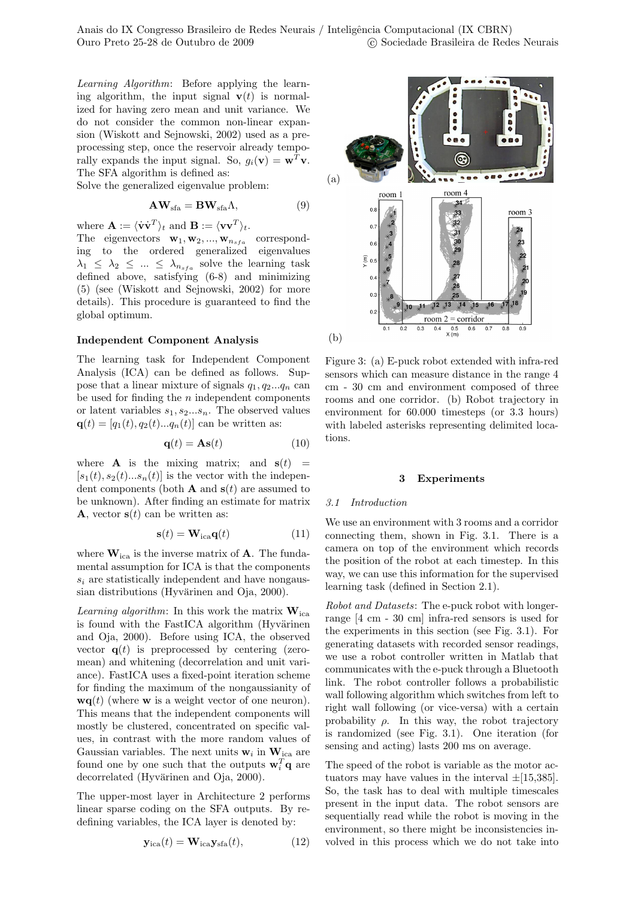*Learning Algorithm*: Before applying the learning algorithm, the input signal $\mathbf{v}(t)$ is normalized for having zero mean and unit variance. We do not consider the common non-linear expansion (Wiskott and Sejnowski, 2002) used as a preprocessing step, once the reservoir already temporally expands the input signal. So, $g_i(\mathbf{v}) = \mathbf{w}^T\mathbf{v}$. The SFA algorithm is defined as:

Solve the generalized eigenvalue problem:

$$\mathbf{A}\mathbf{W}_{\text{sfa}} = \mathbf{B}\mathbf{W}_{\text{sfa}}\Lambda, \tag{9}$$

where $\mathbf{A} := \langle \dot{\mathbf{v}}\dot{\mathbf{v}}^T \rangle_t$ and $\mathbf{B} := \langle \mathbf{v}\mathbf{v}^T \rangle_t$.

The eigenvectors $\mathbf{w}_1, \mathbf{w}_2, ..., \mathbf{w}_{n_{sfa}}$ corresponding to the ordered generalized eigenvalues $\lambda_1 \leq \lambda_2 \leq ... \leq \lambda_{n_{sfa}}$ solve the learning task defined above, satisfying (6-8) and minimizing (5) (see (Wiskott and Sejnowski, 2002) for more details). This procedure is guaranteed to find the global optimum.

### Independent Component Analysis

The learning task for Independent Component Analysis (ICA) can be defined as follows. Suppose that a linear mixture of signals $q_1, q_2...q_n$ can be used for finding the $n$ independent components or latent variables $s_1, s_2...s_n$. The observed values $\mathbf{q}(t) = [q_1(t), q_2(t)...q_n(t)]$ can be written as:

$$\mathbf{q}(t) = \mathbf{A}\mathbf{s}(t) \tag{10}$$

where $\mathbf{A}$ is the mixing matrix; and $\mathbf{s}(t) = [s_1(t), s_2(t)...s_n(t)]$ is the vector with the independent components (both $\mathbf{A}$ and $\mathbf{s}(t)$ are assumed to be unknown). After finding an estimate for matrix $\mathbf{A}$, vector $\mathbf{s}(t)$ can be written as:

$$\mathbf{s}(t) = \mathbf{W}_{\text{ica}}\mathbf{q}(t) \tag{11}$$

where $\mathbf{W}_{\text{ica}}$ is the inverse matrix of $\mathbf{A}$. The fundamental assumption for ICA is that the components $s_i$ are statistically independent and have nongaussian distributions (Hyvärinen and Oja, 2000).

*Learning algorithm*: In this work the matrix $\mathbf{W}_{\text{ica}}$ is found with the FastICA algorithm (Hyvärinen and Oja, 2000). Before using ICA, the observed vector $\mathbf{q}(t)$ is preprocessed by centering (zero-mean) and whitening (decorrelation and unit variance). FastICA uses a fixed-point iteration scheme for finding the maximum of the nongaussianity of $\mathbf{w}\mathbf{q}(t)$ (where $\mathbf{w}$ is a weight vector of one neuron). This means that the independent components will mostly be clustered, concentrated on specific values, in contrast with the more random values of Gaussian variables. The next units $\mathbf{w}_i$ in $\mathbf{W}_{\text{ica}}$ are found one by one such that the outputs $\mathbf{w}_i^T\mathbf{q}$ are decorrelated (Hyvärinen and Oja, 2000).

The upper-most layer in Architecture 2 performs linear sparse coding on the SFA outputs. By redefining variables, the ICA layer is denoted by:

$$\mathbf{y}_{\text{ica}}(t) = \mathbf{W}_{\text{ica}}\mathbf{y}_{\text{sfa}}(t), \tag{12}$$

Figure 3: (a) E-puck robot extended with infra-red sensors which can measure distance in the range 4 cm - 30 cm and environment composed of three rooms and one corridor. (b) Robot trajectory in environment for 60.000 timesteps (or 3.3 hours) with labeled asterisks representing delimited locations.

## 3 Experiments

### 3.1 Introduction

We use an environment with 3 rooms and a corridor connecting them, shown in Fig. 3.1. There is a camera on top of the environment which records the position of the robot at each timestep. In this way, we can use this information for the supervised learning task (defined in Section 2.1).

*Robot and Datasets*: The e-puck robot with longer-range [4 cm - 30 cm] infra-red sensors is used for the experiments in this section (see Fig. 3.1). For generating datasets with recorded sensor readings, we use a robot controller written in Matlab that communicates with the e-puck through a Bluetooth link. The robot controller follows a probabilistic wall following algorithm which switches from left to right wall following (or vice-versa) with a certain probability $\rho$. In this way, the robot trajectory is randomized (see Fig. 3.1). One iteration (for sensing and acting) lasts 200 ms on average.

The speed of the robot is variable as the motor actuators may have values in the interval $\pm$[15,385]. So, the task has to deal with multiple timescales present in the input data. The robot sensors are sequentially read while the robot is moving in the environment, so there might be inconsistencies involved in this process which we do not take into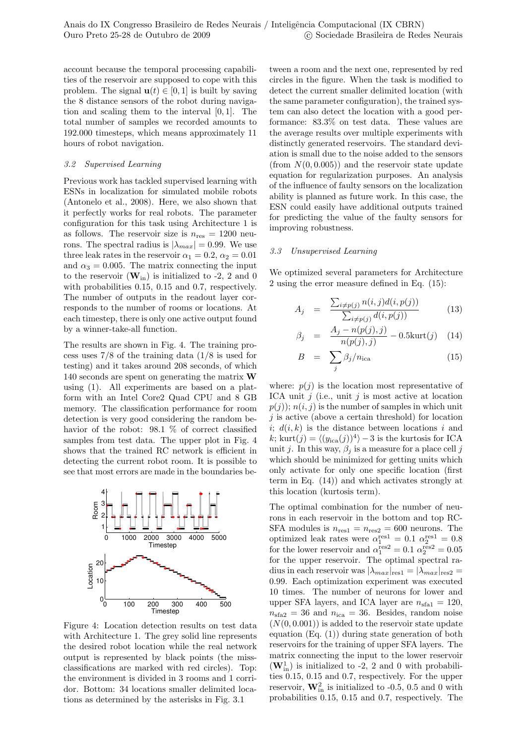account because the temporal processing capabilities of the reservoir are supposed to cope with this problem. The signal $\mathbf{u}(t) \in [0, 1]$ is built by saving the 8 distance sensors of the robot during navigation and scaling them to the interval $[0, 1]$. The total number of samples we recorded amounts to 192.000 timesteps, which means approximately 11 hours of robot navigation.

### 3.2 Supervised Learning

Previous work has tackled supervised learning with ESNs in localization for simulated mobile robots (Antonelo et al., 2008). Here, we also shown that it perfectly works for real robots. The parameter configuration for this task using Architecture 1 is as follows. The reservoir size is $n_{\text{res}} = 1200$ neurons. The spectral radius is $|\lambda_{max}| = 0.99$. We use three leak rates in the reservoir $\alpha_1 = 0.2$, $\alpha_2 = 0.01$ and $\alpha_3 = 0.005$. The matrix connecting the input to the reservoir ($\mathbf{W}_{\text{in}}$) is initialized to -2, 2 and 0 with probabilities 0.15, 0.15 and 0.7, respectively. The number of outputs in the readout layer corresponds to the number of rooms or locations. At each timestep, there is only one active output found by a winner-take-all function.

The results are shown in Fig. 4. The training process uses 7/8 of the training data (1/8 is used for testing) and it takes around 208 seconds, of which 140 seconds are spent on generating the matrix $\mathbf{W}$ using (1). All experiments are based on a platform with an Intel Core2 Quad CPU and 8 GB memory. The classification performance for room detection is very good considering the random behavior of the robot: 98.1 % of correct classified samples from test data. The upper plot in Fig. 4 shows that the trained RC network is efficient in detecting the current robot room. It is possible to see that most errors are made in the boundaries between a room and the next one, represented by red circles in the figure. When the task is modified to detect the current smaller delimited location (with the same parameter configuration), the trained system can also detect the location with a good performance: 83.3% on test data. These values are the average results over multiple experiments with distinctly generated reservoirs. The standard deviation is small due to the noise added to the sensors (from $N(0, 0.005)$) and the reservoir state update equation for regularization purposes. An analysis of the influence of faulty sensors on the localization ability is planned as future work. In this case, the ESN could easily have additional outputs trained for predicting the value of the faulty sensors for improving robustness.

Figure 4: Location detection results on test data with Architecture 1. The grey solid line represents the desired robot location while the real network output is represented by black points (the missclassifications are marked with red circles). Top: the environment is divided in 3 rooms and 1 corridor. Bottom: 34 locations smaller delimited locations as determined by the asterisks in Fig. 3.1

### 3.3 Unsupervised Learning

We optimized several parameters for Architecture 2 using the error measure defined in Eq. (15):

$$A_j = \frac{\sum_{i \neq p(j)} n(i,j) d(i, p(j))}{\sum_{i \neq p(j)} d(i, p(j))} \tag{13}$$

$$\beta_j = \frac{A_j - n(p(j), j)}{n(p(j), j)} - 0.5\text{kurt}(j) \tag{14}$$

$$B = \sum_j \beta_j / n_{\text{ica}} \tag{15}$$

where: $p(j)$ is the location most representative of ICA unit $j$ (i.e., unit $j$ is most active at location $p(j)$); $n(i, j)$ is the number of samples in which unit $j$ is active (above a certain threshold) for location $i$; $d(i, k)$ is the distance between locations $i$ and $k$; $\text{kurt}(j) = \langle (y_{\text{ica}}(j))^4 \rangle - 3$ is the kurtosis for ICA unit $j$. In this way, $\beta_j$ is a measure for a place cell $j$ which should be minimized for getting units which only activate for only one specific location (first term in Eq. (14)) and which activates strongly at this location (kurtosis term).

The optimal combination for the number of neurons in each reservoir in the bottom and top RC-SFA modules is $n_{\text{res1}} = n_{\text{res2}} = 600$ neurons. The optimized leak rates were $\alpha_1^{\text{res1}} = 0.1$ $\alpha_2^{\text{res1}} = 0.8$ for the lower reservoir and $\alpha_1^{\text{res2}} = 0.1$ $\alpha_2^{\text{res2}} = 0.05$ for the upper reservoir. The optimal spectral radius in each reservoir was $|\lambda_{max}|_{\text{res1}} = |\lambda_{max}|_{\text{res2}} = 0.99$. Each optimization experiment was executed 10 times. The number of neurons for lower and upper SFA layers, and ICA layer are $n_{\text{sfa1}} = 120$, $n_{\text{sfa2}} = 36$ and $n_{\text{ica}} = 36$. Besides, random noise ($N(0, 0.001)$) is added to the reservoir state update equation (Eq. (1)) during state generation of both reservoirs for the training of upper SFA layers. The matrix connecting the input to the lower reservoir ($\mathbf{W}_{\text{in}}^1$) is initialized to -2, 2 and 0 with probabilities 0.15, 0.15 and 0.7, respectively. For the upper reservoir, $\mathbf{W}_{\text{in}}^2$ is initialized to -0.5, 0.5 and 0 with probabilities 0.15, 0.15 and 0.7, respectively. The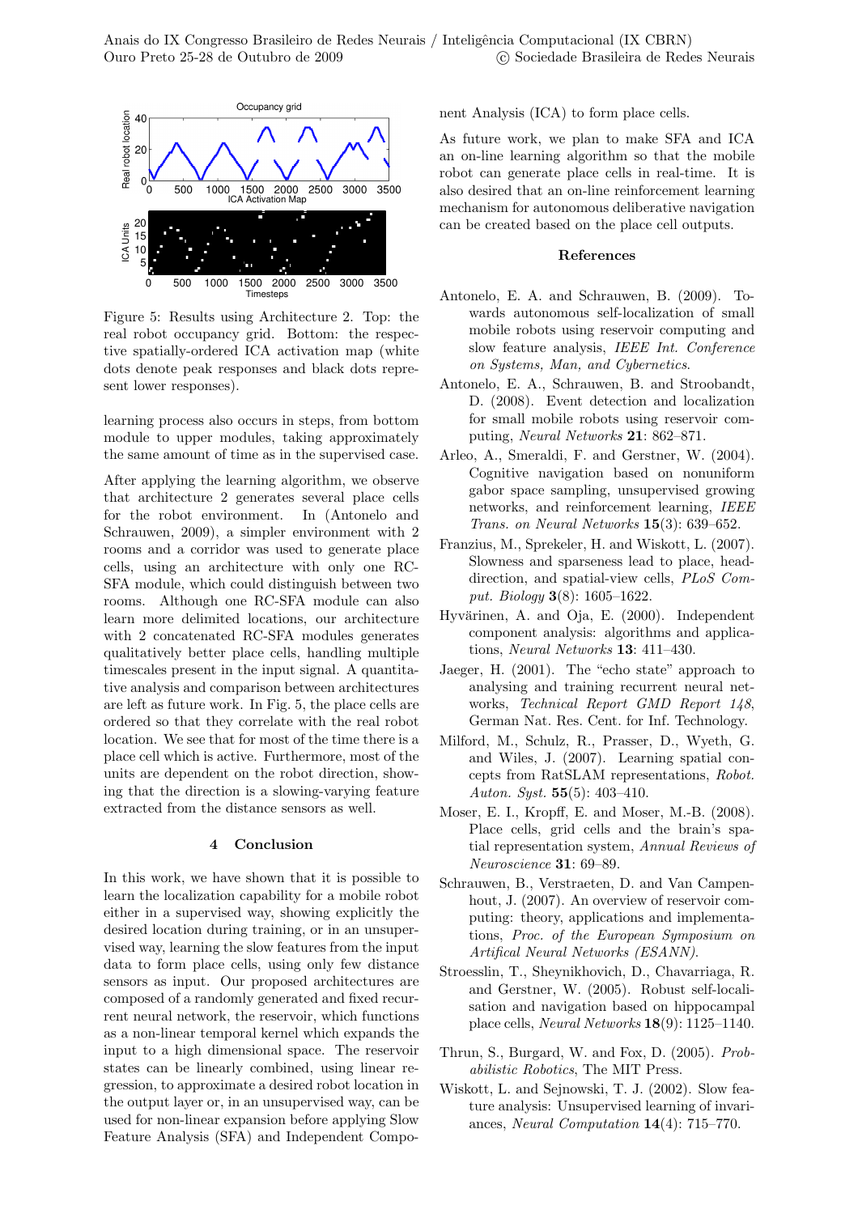Occupancy grid

Real robot location

40

20

0

0 500 1000 1500 2000 2500 3000 3500

ICA Activation Map

ICA Units

20

15

10

5

0 500 1000 1500 2000 2500 3000 3500

Timesteps

Figure 5: Results using Architecture 2. Top: the real robot occupancy grid. Bottom: the respective spatially-ordered ICA activation map (white dots denote peak responses and black dots represent lower responses).

learning process also occurs in steps, from bottom module to upper modules, taking approximately the same amount of time as in the supervised case.

After applying the learning algorithm, we observe that architecture 2 generates several place cells for the robot environment. In (Antonelo and Schrauwen, 2009), a simpler environment with 2 rooms and a corridor was used to generate place cells, using an architecture with only one RC-SFA module, which could distinguish between two rooms. Although one RC-SFA module can also learn more delimited locations, our architecture with 2 concatenated RC-SFA modules generates qualitatively better place cells, handling multiple timescales present in the input signal. A quantitative analysis and comparison between architectures are left as future work. In Fig. 5, the place cells are ordered so that they correlate with the real robot location. We see that for most of the time there is a place cell which is active. Furthermore, most of the units are dependent on the robot direction, showing that the direction is a slowing-varying feature extracted from the distance sensors as well.

## 4 Conclusion

In this work, we have shown that it is possible to learn the localization capability for a mobile robot either in a supervised way, showing explicitly the desired location during training, or in an unsupervised way, learning the slow features from the input data to form place cells, using only few distance sensors as input. Our proposed architectures are composed of a randomly generated and fixed recurrent neural network, the reservoir, which functions as a non-linear temporal kernel which expands the input to a high dimensional space. The reservoir states can be linearly combined, using linear regression, to approximate a desired robot location in the output layer or, in an unsupervised way, can be used for non-linear expansion before applying Slow Feature Analysis (SFA) and Independent Component Analysis (ICA) to form place cells.

As future work, we plan to make SFA and ICA an on-line learning algorithm so that the mobile robot can generate place cells in real-time. It is also desired that an on-line reinforcement learning mechanism for autonomous deliberative navigation can be created based on the place cell outputs.

## References

Antonelo, E. A. and Schrauwen, B. (2009). Towards autonomous self-localization of small mobile robots using reservoir computing and slow feature analysis, *IEEE Int. Conference on Systems, Man, and Cybernetics*.

Antonelo, E. A., Schrauwen, B. and Stroobandt, D. (2008). Event detection and localization for small mobile robots using reservoir computing, *Neural Networks* **21**: 862–871.

Arleo, A., Smeraldi, F. and Gerstner, W. (2004). Cognitive navigation based on nonuniform gabor space sampling, unsupervised growing networks, and reinforcement learning, *IEEE Trans. on Neural Networks* **15**(3): 639–652.

Franzius, M., Sprekeler, H. and Wiskott, L. (2007). Slowness and sparseness lead to place, head-direction, and spatial-view cells, *PLoS Comput. Biology* **3**(8): 1605–1622.

Hyvärinen, A. and Oja, E. (2000). Independent component analysis: algorithms and applications, *Neural Networks* **13**: 411–430.

Jaeger, H. (2001). The "echo state" approach to analysing and training recurrent neural networks, *Technical Report GMD Report 148*, German Nat. Res. Cent. for Inf. Technology.

Milford, M., Schulz, R., Prasser, D., Wyeth, G. and Wiles, J. (2007). Learning spatial concepts from RatSLAM representations, *Robot. Auton. Syst.* **55**(5): 403–410.

Moser, E. I., Kropff, E. and Moser, M.-B. (2008). Place cells, grid cells and the brain's spatial representation system, *Annual Reviews of Neuroscience* **31**: 69–89.

Schrauwen, B., Verstraeten, D. and Van Campenhout, J. (2007). An overview of reservoir computing: theory, applications and implementations, *Proc. of the European Symposium on Artifical Neural Networks (ESANN)*.

Stroesslin, T., Sheynikhovich, D., Chavarriaga, R. and Gerstner, W. (2005). Robust self-localisation and navigation based on hippocampal place cells, *Neural Networks* **18**(9): 1125–1140.

Thrun, S., Burgard, W. and Fox, D. (2005). *Probabilistic Robotics*, The MIT Press.

Wiskott, L. and Sejnowski, T. J. (2002). Slow feature analysis: Unsupervised learning of invariances, *Neural Computation* **14**(4): 715–770.